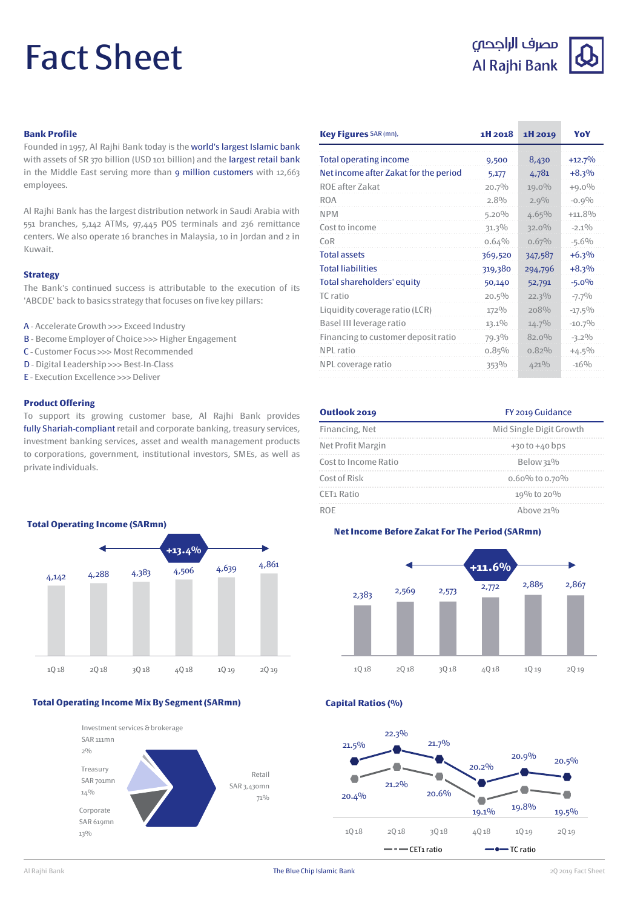# Fact Sheet

مصرف الراجحي
Al Rajhi Bank

## Bank Profile

Founded in 1957, Al Rajhi Bank today is the world's largest Islamic bank with assets of SR 370 billion (USD 101 billion) and the largest retail bank in the Middle East serving more than 9 million customers with 12,663 employees.

Al Rajhi Bank has the largest distribution network in Saudi Arabia with 551 branches, 5,142 ATMs, 97,445 POS terminals and 236 remittance centers. We also operate 16 branches in Malaysia, 10 in Jordan and 2 in Kuwait.

## Strategy

The Bank's continued success is attributable to the execution of its 'ABCDE' back to basics strategy that focuses on five key pillars:

- A - Accelerate Growth >>> Exceed Industry
- B - Become Employer of Choice >>> Higher Engagement
- C - Customer Focus >>> Most Recommended
- D - Digital Leadership >>> Best-In-Class
- E - Execution Excellence >>> Deliver

## Product Offering

To support its growing customer base, Al Rajhi Bank provides fully Shariah-compliant retail and corporate banking, treasury services, investment banking services, asset and wealth management products to corporations, government, institutional investors, SMEs, as well as private individuals.

| Key Figures SAR (mn), | 1H 2018 | 1H 2019 | YoY |
|---|---|---|---|
| Total operating income | 9,500 | 8,430 | +12.7% |
| Net income after Zakat for the period | 5,177 | 4,781 | +8.3% |
| ROE after Zakat | 20.7% | 19.0% | +9.0% |
| ROA | 2.8% | 2.9% | -0.9% |
| NPM | 5.20% | 4.65% | +11.8% |
| Cost to income | 31.3% | 32.0% | -2.1% |
| CoR | 0.64% | 0.67% | -5.6% |
| Total assets | 369,520 | 347,587 | +6.3% |
| Total liabilities | 319,380 | 294,796 | +8.3% |
| Total shareholders' equity | 50,140 | 52,791 | -5.0% |
| TC ratio | 20.5% | 22.3% | -7.7% |
| Liquidity coverage ratio (LCR) | 172% | 208% | -17.5% |
| Basel III leverage ratio | 13.1% | 14.7% | -10.7% |
| Financing to customer deposit ratio | 79.3% | 82.0% | -3.2% |
| NPL ratio | 0.85% | 0.82% | +4.5% |
| NPL coverage ratio | 353% | 421% | -16% |

| Outlook 2019 | FY 2019 Guidance |
|---|---|
| Financing, Net | Mid Single Digit Growth |
| Net Profit Margin | +30 to +40 bps |
| Cost to Income Ratio | Below 31% |
| Cost of Risk | 0.60% to 0.70% |
| CET1 Ratio | 19% to 20% |
| ROE | Above 21% |

### Total Operating Income (SARmn)

+13.4%

| 1Q18 | 2Q18 | 3Q18 | 4Q18 | 1Q19 | 2Q19 |
|---|---|---|---|---|---|
| 4,142 | 4,288 | 4,383 | 4,506 | 4,639 | 4,861 |

### Net Income Before Zakat For The Period (SARmn)

+11.6%

| 1Q18 | 2Q18 | 3Q18 | 4Q18 | 1Q19 | 2Q19 |
|---|---|---|---|---|---|
| 2,383 | 2,569 | 2,573 | 2,772 | 2,885 | 2,867 |

### Total Operating Income Mix By Segment (SARmn)

| Segment | SARmn | Share |
|---|---|---|
| Retail | SAR 3,430mn | 71% |
| Corporate | SAR 619mn | 13% |
| Treasury | SAR 701mn | 14% |
| Investment services & brokerage | SAR 111mn | 2% |

### Capital Ratios (%)

| | 1Q18 | 2Q18 | 3Q18 | 4Q18 | 1Q19 | 2Q19 |
|---|---|---|---|---|---|---|
| CET1 ratio | 20.4% | 21.2% | 20.6% | 19.1% | 19.8% | 19.5% |
| TC ratio | 21.5% | 22.3% | 21.7% | 20.2% | 20.9% | 20.5% |

The Blue Chip Islamic Bank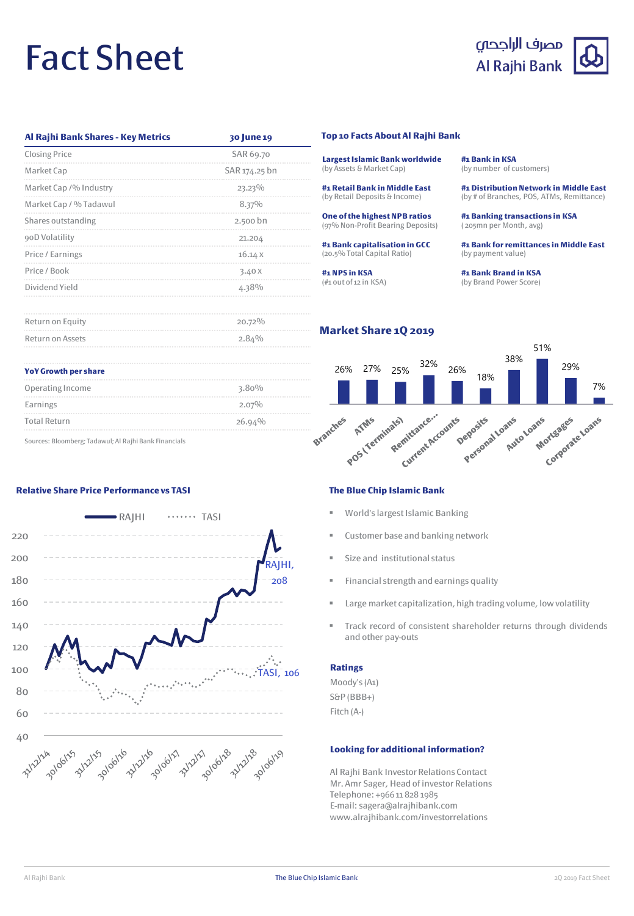# Fact Sheet

مصرف الراجحي
Al Rajhi Bank

| Al Rajhi Bank Shares - Key Metrics | 30 June 19 |
|---|---|
| Closing Price | SAR 69.70 |
| Market Cap | SAR 174.25 bn |
| Market Cap /% Industry | 23.23% |
| Market Cap / % Tadawul | 8.37% |
| Shares outstanding | 2.500 bn |
| 90D Volatility | 21.204 |
| Price / Earnings | 16.14 x |
| Price / Book | 3.40 x |
| Dividend Yield | 4.38% |
| | |
| Return on Equity | 20.72% |
| Return on Assets | 2.84% |
| **YoY Growth per share** | |
| Operating Income | 3.80% |
| Earnings | 2.07% |
| Total Return | 26.94% |

Sources: Bloomberg; Tadawul; Al Rajhi Bank Financials

## Top 10 Facts About Al Rajhi Bank

**Largest Islamic Bank worldwide**
(by Assets & Market Cap)

**#1 Bank in KSA**
(by number of customers)

**#1 Retail Bank in Middle East**
(by Retail Deposits & Income)

**#1 Distribution Network in Middle East**
(by # of Branches, POS, ATMs, Remittance)

**One of the highest NPB ratios**
(97% Non-Profit Bearing Deposits)

**#1 Banking transactions in KSA**
(205mn per Month, avg)

**#1 Bank capitalisation in GCC**
(20.5% Total Capital Ratio)

**#1 Bank for remittances in Middle East**
(by payment value)

**#1 NPS in KSA**
(#1 out of 12 in KSA)

**#1 Bank Brand in KSA**
(by Brand Power Score)

## Market Share 1Q 2019

26% 27% 25% 32% 26% 18% 38% 51% 29% 7%

Branches, ATMs, POS (Terminals), Remittance..., Current Accounts, Deposits, Personal Loans, Auto Loans, Mortgages, Corporate Loans

## Relative Share Price Performance vs TASI

RAJHI ······· TASI

220, 200, 180, 160, 140, 120, 100, 80, 60, 40

RAJHI, 208

TASI, 106

31/12/14, 30/06/15, 31/12/15, 30/06/16, 31/12/16, 30/06/17, 31/12/17, 30/06/18, 31/12/18, 30/06/19

## The Blue Chip Islamic Bank

- World's largest Islamic Banking
- Customer base and banking network
- Size and institutional status
- Financial strength and earnings quality
- Large market capitalization, high trading volume, low volatility
- Track record of consistent shareholder returns through dividends and other pay-outs

### Ratings

Moody's (A1)
S&P (BBB+)
Fitch (A-)

### Looking for additional information?

Al Rajhi Bank Investor Relations Contact
Mr. Amr Sager, Head of investor Relations
Telephone: +966 11 828 1985
E-mail: sagera@alrajhibank.com
www.alrajhibank.com/investorrelations